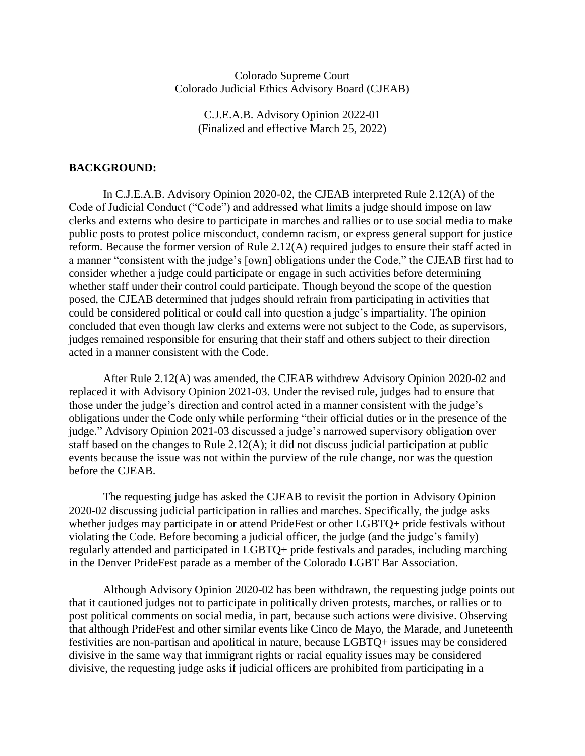Colorado Supreme Court
Colorado Judicial Ethics Advisory Board (CJEAB)

C.J.E.A.B. Advisory Opinion 2022-01
(Finalized and effective March 25, 2022)

## BACKGROUND:

In C.J.E.A.B. Advisory Opinion 2020-02, the CJEAB interpreted Rule 2.12(A) of the Code of Judicial Conduct ("Code") and addressed what limits a judge should impose on law clerks and externs who desire to participate in marches and rallies or to use social media to make public posts to protest police misconduct, condemn racism, or express general support for justice reform. Because the former version of Rule 2.12(A) required judges to ensure their staff acted in a manner "consistent with the judge's [own] obligations under the Code," the CJEAB first had to consider whether a judge could participate or engage in such activities before determining whether staff under their control could participate. Though beyond the scope of the question posed, the CJEAB determined that judges should refrain from participating in activities that could be considered political or could call into question a judge's impartiality. The opinion concluded that even though law clerks and externs were not subject to the Code, as supervisors, judges remained responsible for ensuring that their staff and others subject to their direction acted in a manner consistent with the Code.

After Rule 2.12(A) was amended, the CJEAB withdrew Advisory Opinion 2020-02 and replaced it with Advisory Opinion 2021-03. Under the revised rule, judges had to ensure that those under the judge's direction and control acted in a manner consistent with the judge's obligations under the Code only while performing "their official duties or in the presence of the judge." Advisory Opinion 2021-03 discussed a judge's narrowed supervisory obligation over staff based on the changes to Rule 2.12(A); it did not discuss judicial participation at public events because the issue was not within the purview of the rule change, nor was the question before the CJEAB.

The requesting judge has asked the CJEAB to revisit the portion in Advisory Opinion 2020-02 discussing judicial participation in rallies and marches. Specifically, the judge asks whether judges may participate in or attend PrideFest or other LGBTQ+ pride festivals without violating the Code. Before becoming a judicial officer, the judge (and the judge's family) regularly attended and participated in LGBTQ+ pride festivals and parades, including marching in the Denver PrideFest parade as a member of the Colorado LGBT Bar Association.

Although Advisory Opinion 2020-02 has been withdrawn, the requesting judge points out that it cautioned judges not to participate in politically driven protests, marches, or rallies or to post political comments on social media, in part, because such actions were divisive. Observing that although PrideFest and other similar events like Cinco de Mayo, the Marade, and Juneteenth festivities are non-partisan and apolitical in nature, because LGBTQ+ issues may be considered divisive in the same way that immigrant rights or racial equality issues may be considered divisive, the requesting judge asks if judicial officers are prohibited from participating in a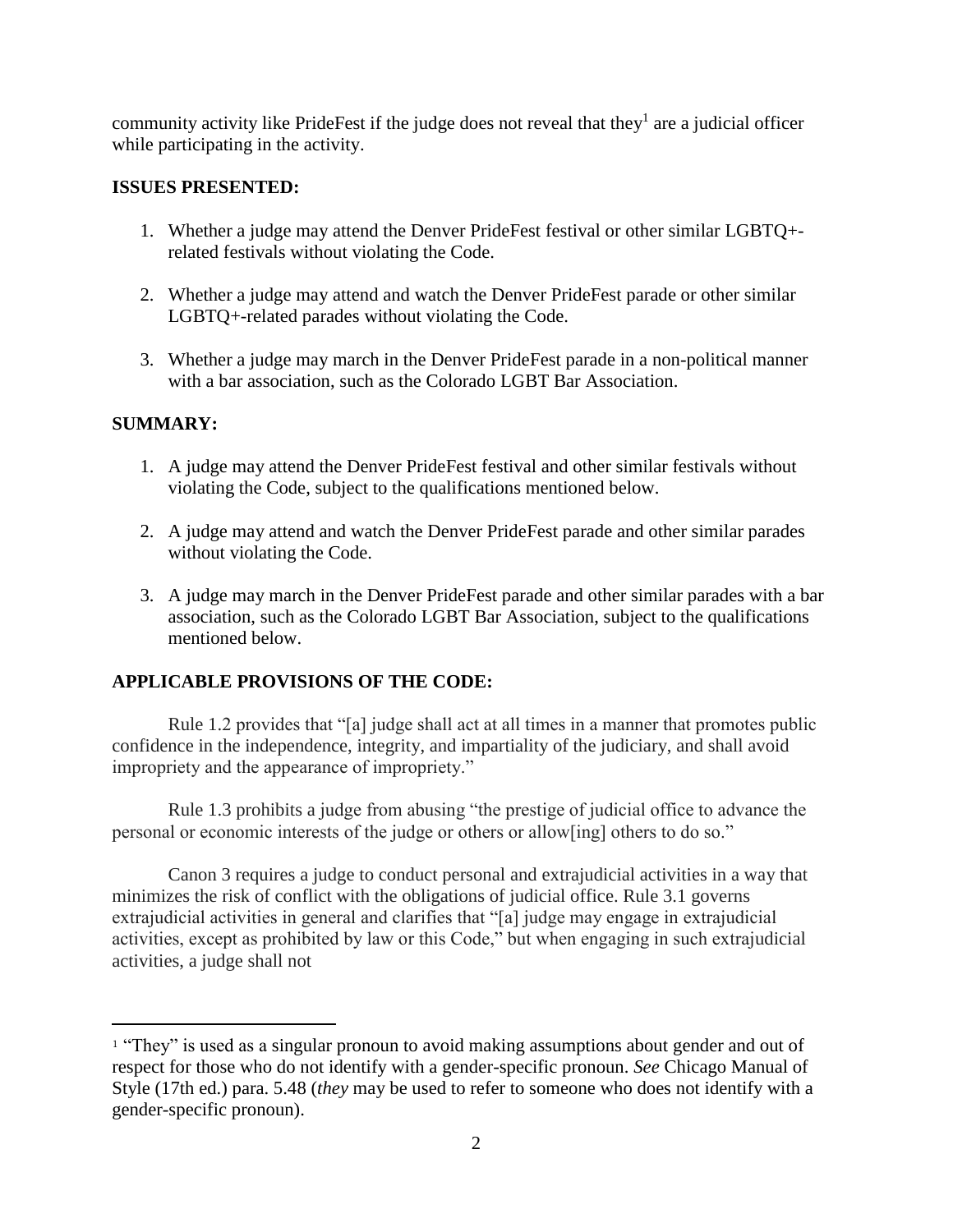community activity like PrideFest if the judge does not reveal that they[1] are a judicial officer while participating in the activity.

## ISSUES PRESENTED:

1. Whether a judge may attend the Denver PrideFest festival or other similar LGBTQ+-related festivals without violating the Code.

2. Whether a judge may attend and watch the Denver PrideFest parade or other similar LGBTQ+-related parades without violating the Code.

3. Whether a judge may march in the Denver PrideFest parade in a non-political manner with a bar association, such as the Colorado LGBT Bar Association.

## SUMMARY:

1. A judge may attend the Denver PrideFest festival and other similar festivals without violating the Code, subject to the qualifications mentioned below.

2. A judge may attend and watch the Denver PrideFest parade and other similar parades without violating the Code.

3. A judge may march in the Denver PrideFest parade and other similar parades with a bar association, such as the Colorado LGBT Bar Association, subject to the qualifications mentioned below.

## APPLICABLE PROVISIONS OF THE CODE:

Rule 1.2 provides that "[a] judge shall act at all times in a manner that promotes public confidence in the independence, integrity, and impartiality of the judiciary, and shall avoid impropriety and the appearance of impropriety."

Rule 1.3 prohibits a judge from abusing "the prestige of judicial office to advance the personal or economic interests of the judge or others or allow[ing] others to do so."

Canon 3 requires a judge to conduct personal and extrajudicial activities in a way that minimizes the risk of conflict with the obligations of judicial office. Rule 3.1 governs extrajudicial activities in general and clarifies that "[a] judge may engage in extrajudicial activities, except as prohibited by law or this Code," but when engaging in such extrajudicial activities, a judge shall not

---

[1] "They" is used as a singular pronoun to avoid making assumptions about gender and out of respect for those who do not identify with a gender-specific pronoun. *See* Chicago Manual of Style (17th ed.) para. 5.48 (*they* may be used to refer to someone who does not identify with a gender-specific pronoun).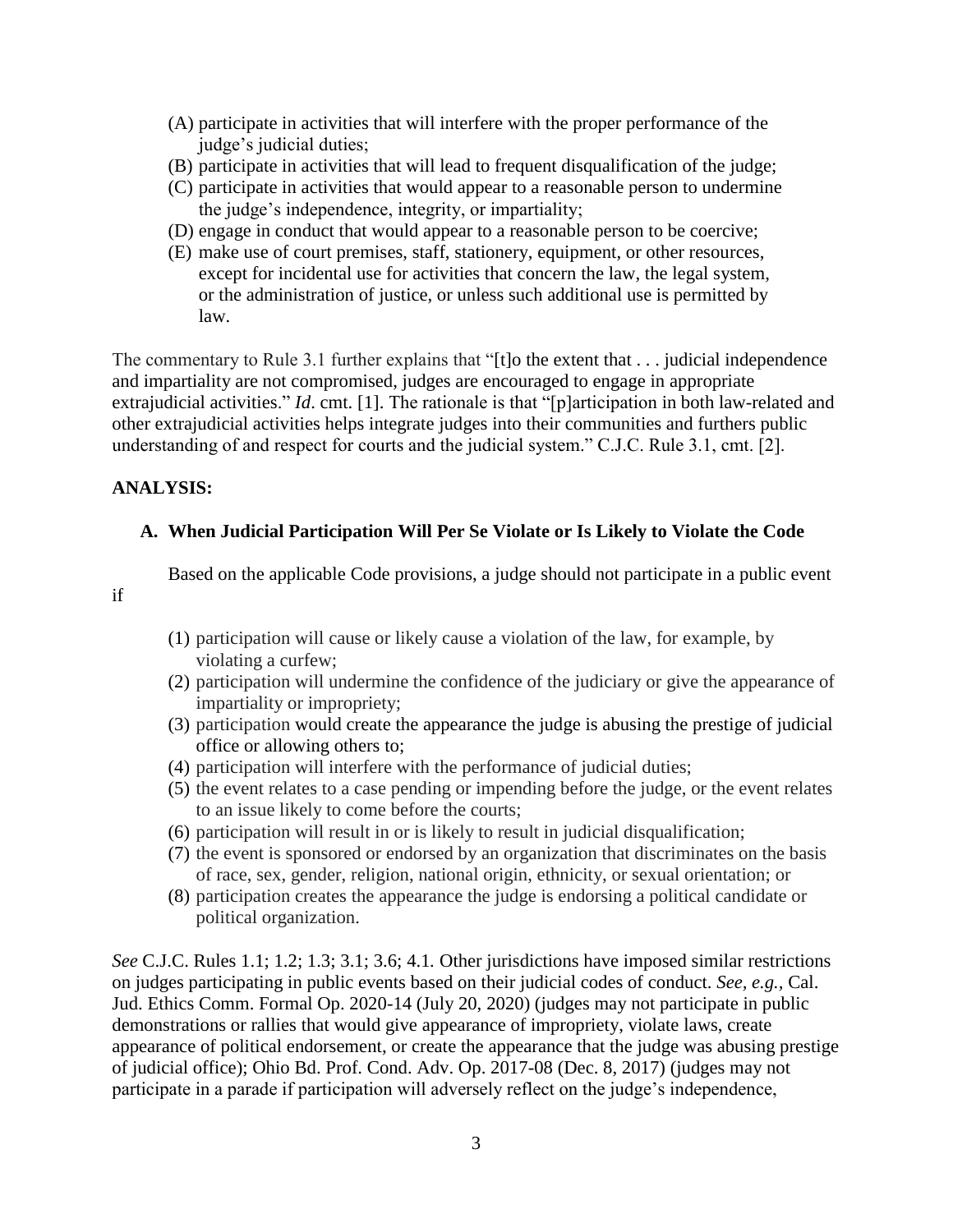(A) participate in activities that will interfere with the proper performance of the judge's judicial duties;
(B) participate in activities that will lead to frequent disqualification of the judge;
(C) participate in activities that would appear to a reasonable person to undermine the judge's independence, integrity, or impartiality;
(D) engage in conduct that would appear to a reasonable person to be coercive;
(E) make use of court premises, staff, stationery, equipment, or other resources, except for incidental use for activities that concern the law, the legal system, or the administration of justice, or unless such additional use is permitted by law.

The commentary to Rule 3.1 further explains that "[t]o the extent that . . . judicial independence and impartiality are not compromised, judges are encouraged to engage in appropriate extrajudicial activities." *Id*. cmt. [1]. The rationale is that "[p]articipation in both law-related and other extrajudicial activities helps integrate judges into their communities and furthers public understanding of and respect for courts and the judicial system." C.J.C. Rule 3.1, cmt. [2].

**ANALYSIS:**

**A. When Judicial Participation Will Per Se Violate or Is Likely to Violate the Code**

Based on the applicable Code provisions, a judge should not participate in a public event if

(1) participation will cause or likely cause a violation of the law, for example, by violating a curfew;
(2) participation will undermine the confidence of the judiciary or give the appearance of impartiality or impropriety;
(3) participation would create the appearance the judge is abusing the prestige of judicial office or allowing others to;
(4) participation will interfere with the performance of judicial duties;
(5) the event relates to a case pending or impending before the judge, or the event relates to an issue likely to come before the courts;
(6) participation will result in or is likely to result in judicial disqualification;
(7) the event is sponsored or endorsed by an organization that discriminates on the basis of race, sex, gender, religion, national origin, ethnicity, or sexual orientation; or
(8) participation creates the appearance the judge is endorsing a political candidate or political organization.

*See* C.J.C. Rules 1.1; 1.2; 1.3; 3.1; 3.6; 4.1. Other jurisdictions have imposed similar restrictions on judges participating in public events based on their judicial codes of conduct. *See, e.g.*, Cal. Jud. Ethics Comm. Formal Op. 2020-14 (July 20, 2020) (judges may not participate in public demonstrations or rallies that would give appearance of impropriety, violate laws, create appearance of political endorsement, or create the appearance that the judge was abusing prestige of judicial office); Ohio Bd. Prof. Cond. Adv. Op. 2017-08 (Dec. 8, 2017) (judges may not participate in a parade if participation will adversely reflect on the judge's independence,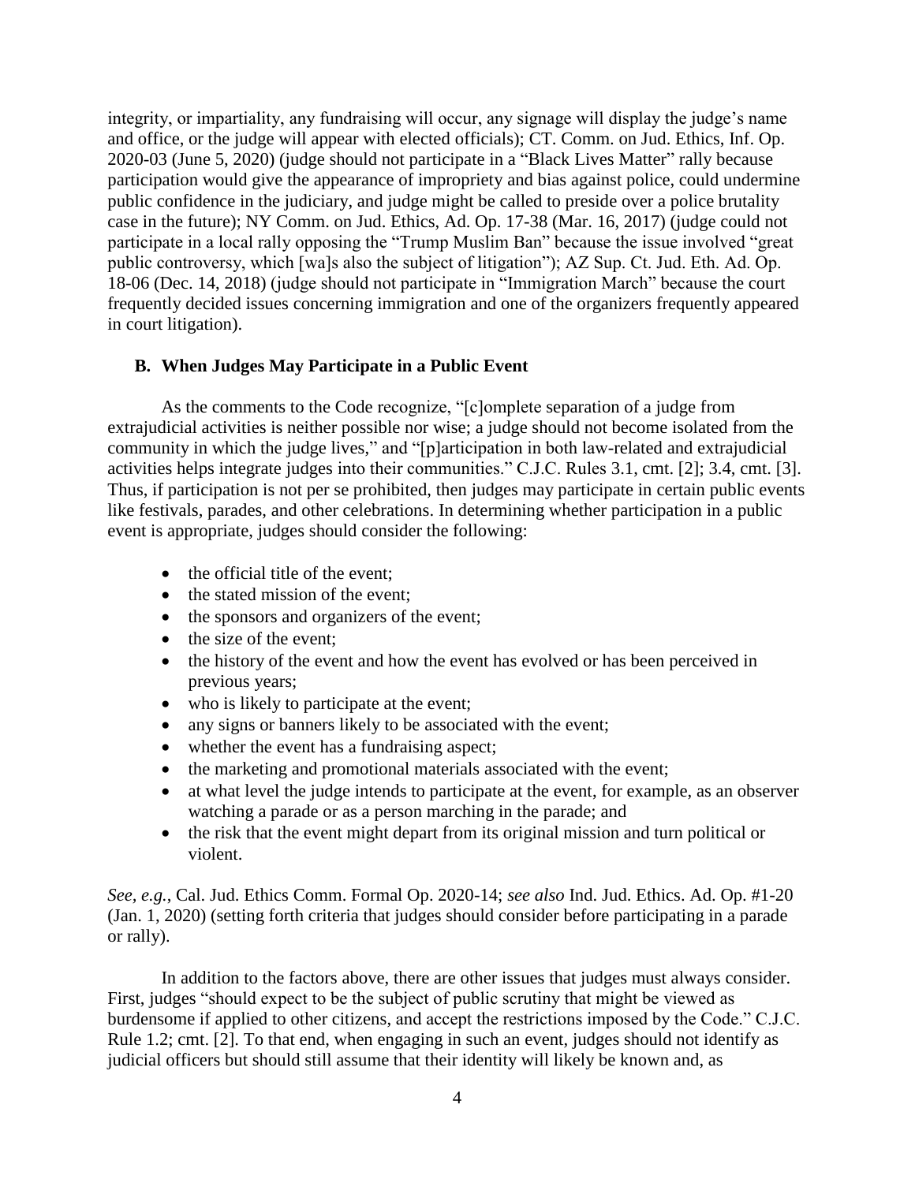integrity, or impartiality, any fundraising will occur, any signage will display the judge's name and office, or the judge will appear with elected officials); CT. Comm. on Jud. Ethics, Inf. Op. 2020-03 (June 5, 2020) (judge should not participate in a "Black Lives Matter" rally because participation would give the appearance of impropriety and bias against police, could undermine public confidence in the judiciary, and judge might be called to preside over a police brutality case in the future); NY Comm. on Jud. Ethics, Ad. Op. 17-38 (Mar. 16, 2017) (judge could not participate in a local rally opposing the "Trump Muslim Ban" because the issue involved "great public controversy, which [wa]s also the subject of litigation"); AZ Sup. Ct. Jud. Eth. Ad. Op. 18-06 (Dec. 14, 2018) (judge should not participate in "Immigration March" because the court frequently decided issues concerning immigration and one of the organizers frequently appeared in court litigation).

## B. When Judges May Participate in a Public Event

As the comments to the Code recognize, "[c]omplete separation of a judge from extrajudicial activities is neither possible nor wise; a judge should not become isolated from the community in which the judge lives," and "[p]articipation in both law-related and extrajudicial activities helps integrate judges into their communities." C.J.C. Rules 3.1, cmt. [2]; 3.4, cmt. [3]. Thus, if participation is not per se prohibited, then judges may participate in certain public events like festivals, parades, and other celebrations. In determining whether participation in a public event is appropriate, judges should consider the following:

- the official title of the event;
- the stated mission of the event;
- the sponsors and organizers of the event;
- the size of the event;
- the history of the event and how the event has evolved or has been perceived in previous years;
- who is likely to participate at the event;
- any signs or banners likely to be associated with the event;
- whether the event has a fundraising aspect;
- the marketing and promotional materials associated with the event;
- at what level the judge intends to participate at the event, for example, as an observer watching a parade or as a person marching in the parade; and
- the risk that the event might depart from its original mission and turn political or violent.

*See, e.g.*, Cal. Jud. Ethics Comm. Formal Op. 2020-14; *see also* Ind. Jud. Ethics. Ad. Op. #1-20 (Jan. 1, 2020) (setting forth criteria that judges should consider before participating in a parade or rally).

In addition to the factors above, there are other issues that judges must always consider. First, judges "should expect to be the subject of public scrutiny that might be viewed as burdensome if applied to other citizens, and accept the restrictions imposed by the Code." C.J.C. Rule 1.2; cmt. [2]. To that end, when engaging in such an event, judges should not identify as judicial officers but should still assume that their identity will likely be known and, as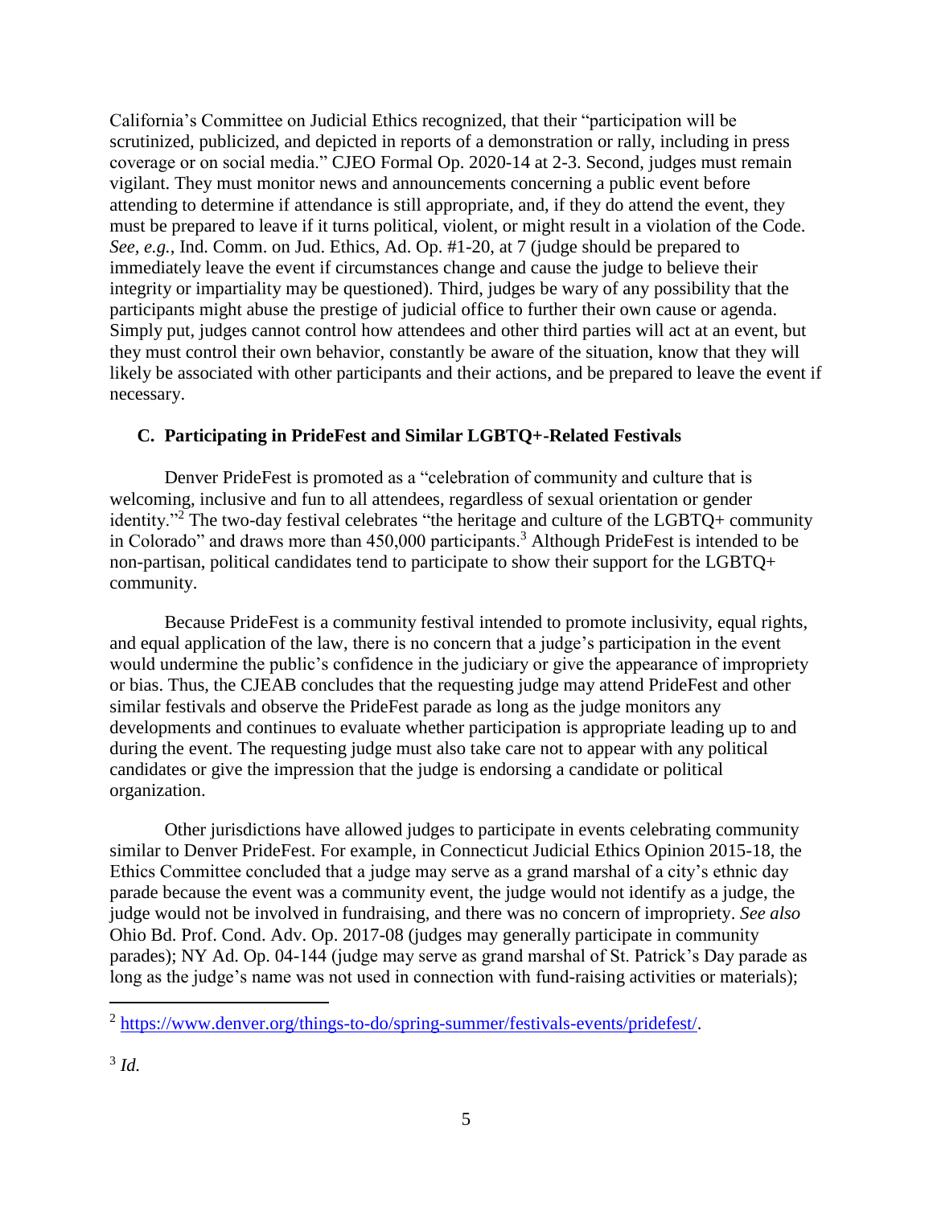California's Committee on Judicial Ethics recognized, that their "participation will be scrutinized, publicized, and depicted in reports of a demonstration or rally, including in press coverage or on social media." CJEO Formal Op. 2020-14 at 2-3. Second, judges must remain vigilant. They must monitor news and announcements concerning a public event before attending to determine if attendance is still appropriate, and, if they do attend the event, they must be prepared to leave if it turns political, violent, or might result in a violation of the Code. *See, e.g.*, Ind. Comm. on Jud. Ethics, Ad. Op. #1-20, at 7 (judge should be prepared to immediately leave the event if circumstances change and cause the judge to believe their integrity or impartiality may be questioned). Third, judges be wary of any possibility that the participants might abuse the prestige of judicial office to further their own cause or agenda. Simply put, judges cannot control how attendees and other third parties will act at an event, but they must control their own behavior, constantly be aware of the situation, know that they will likely be associated with other participants and their actions, and be prepared to leave the event if necessary.

### C. Participating in PrideFest and Similar LGBTQ+-Related Festivals

Denver PrideFest is promoted as a "celebration of community and culture that is welcoming, inclusive and fun to all attendees, regardless of sexual orientation or gender identity."[2] The two-day festival celebrates "the heritage and culture of the LGBTQ+ community in Colorado" and draws more than 450,000 participants.[3] Although PrideFest is intended to be non-partisan, political candidates tend to participate to show their support for the LGBTQ+ community.

Because PrideFest is a community festival intended to promote inclusivity, equal rights, and equal application of the law, there is no concern that a judge's participation in the event would undermine the public's confidence in the judiciary or give the appearance of impropriety or bias. Thus, the CJEAB concludes that the requesting judge may attend PrideFest and other similar festivals and observe the PrideFest parade as long as the judge monitors any developments and continues to evaluate whether participation is appropriate leading up to and during the event. The requesting judge must also take care not to appear with any political candidates or give the impression that the judge is endorsing a candidate or political organization.

Other jurisdictions have allowed judges to participate in events celebrating community similar to Denver PrideFest. For example, in Connecticut Judicial Ethics Opinion 2015-18, the Ethics Committee concluded that a judge may serve as a grand marshal of a city's ethnic day parade because the event was a community event, the judge would not identify as a judge, the judge would not be involved in fundraising, and there was no concern of impropriety. *See also* Ohio Bd. Prof. Cond. Adv. Op. 2017-08 (judges may generally participate in community parades); NY Ad. Op. 04-144 (judge may serve as grand marshal of St. Patrick's Day parade as long as the judge's name was not used in connection with fund-raising activities or materials);

---

[2] https://www.denver.org/things-to-do/spring-summer/festivals-events/pridefest/.

[3] *Id.*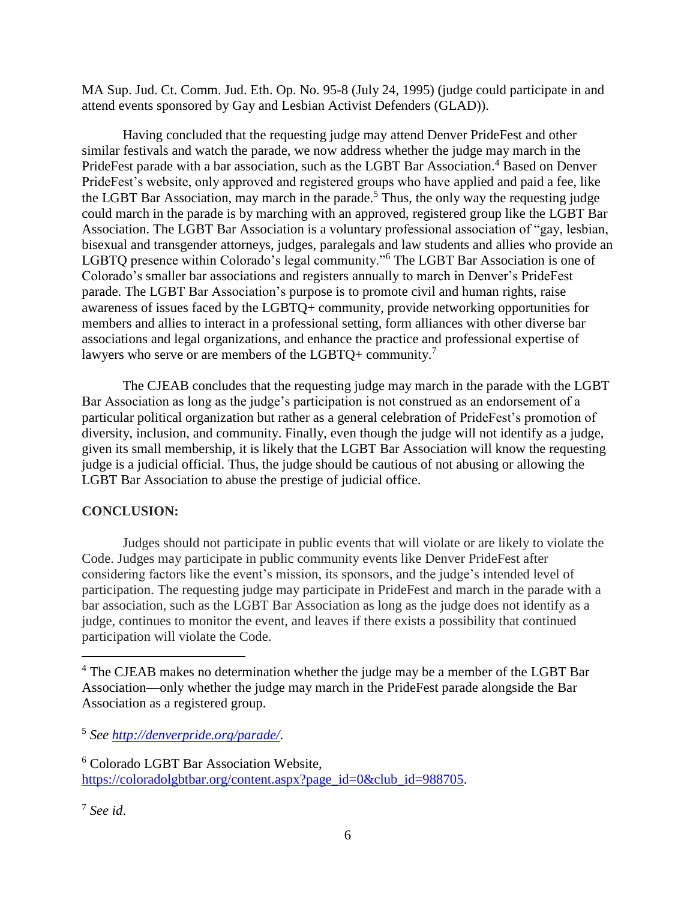MA Sup. Jud. Ct. Comm. Jud. Eth. Op. No. 95-8 (July 24, 1995) (judge could participate in and attend events sponsored by Gay and Lesbian Activist Defenders (GLAD)).

Having concluded that the requesting judge may attend Denver PrideFest and other similar festivals and watch the parade, we now address whether the judge may march in the PrideFest parade with a bar association, such as the LGBT Bar Association.[4] Based on Denver PrideFest's website, only approved and registered groups who have applied and paid a fee, like the LGBT Bar Association, may march in the parade.[5] Thus, the only way the requesting judge could march in the parade is by marching with an approved, registered group like the LGBT Bar Association. The LGBT Bar Association is a voluntary professional association of "gay, lesbian, bisexual and transgender attorneys, judges, paralegals and law students and allies who provide an LGBTQ presence within Colorado's legal community."[6] The LGBT Bar Association is one of Colorado's smaller bar associations and registers annually to march in Denver's PrideFest parade. The LGBT Bar Association's purpose is to promote civil and human rights, raise awareness of issues faced by the LGBTQ+ community, provide networking opportunities for members and allies to interact in a professional setting, form alliances with other diverse bar associations and legal organizations, and enhance the practice and professional expertise of lawyers who serve or are members of the LGBTQ+ community.[7]

The CJEAB concludes that the requesting judge may march in the parade with the LGBT Bar Association as long as the judge's participation is not construed as an endorsement of a particular political organization but rather as a general celebration of PrideFest's promotion of diversity, inclusion, and community. Finally, even though the judge will not identify as a judge, given its small membership, it is likely that the LGBT Bar Association will know the requesting judge is a judicial official. Thus, the judge should be cautious of not abusing or allowing the LGBT Bar Association to abuse the prestige of judicial office.

**CONCLUSION:**

Judges should not participate in public events that will violate or are likely to violate the Code. Judges may participate in public community events like Denver PrideFest after considering factors like the event's mission, its sponsors, and the judge's intended level of participation. The requesting judge may participate in PrideFest and march in the parade with a bar association, such as the LGBT Bar Association as long as the judge does not identify as a judge, continues to monitor the event, and leaves if there exists a possibility that continued participation will violate the Code.

---

[4] The CJEAB makes no determination whether the judge may be a member of the LGBT Bar Association—only whether the judge may march in the PrideFest parade alongside the Bar Association as a registered group.

[5] *See* [http://denverpride.org/parade/](http://denverpride.org/parade/).

[6] Colorado LGBT Bar Association Website, [https://coloradolgbtbar.org/content.aspx?page_id=0&club_id=988705](https://coloradolgbtbar.org/content.aspx?page_id=0&club_id=988705).

[7] *See id*.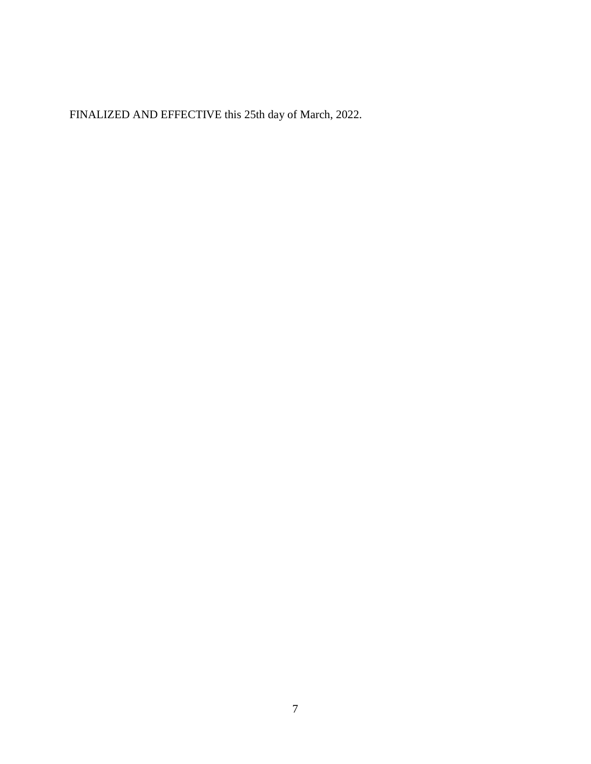FINALIZED AND EFFECTIVE this 25th day of March, 2022.